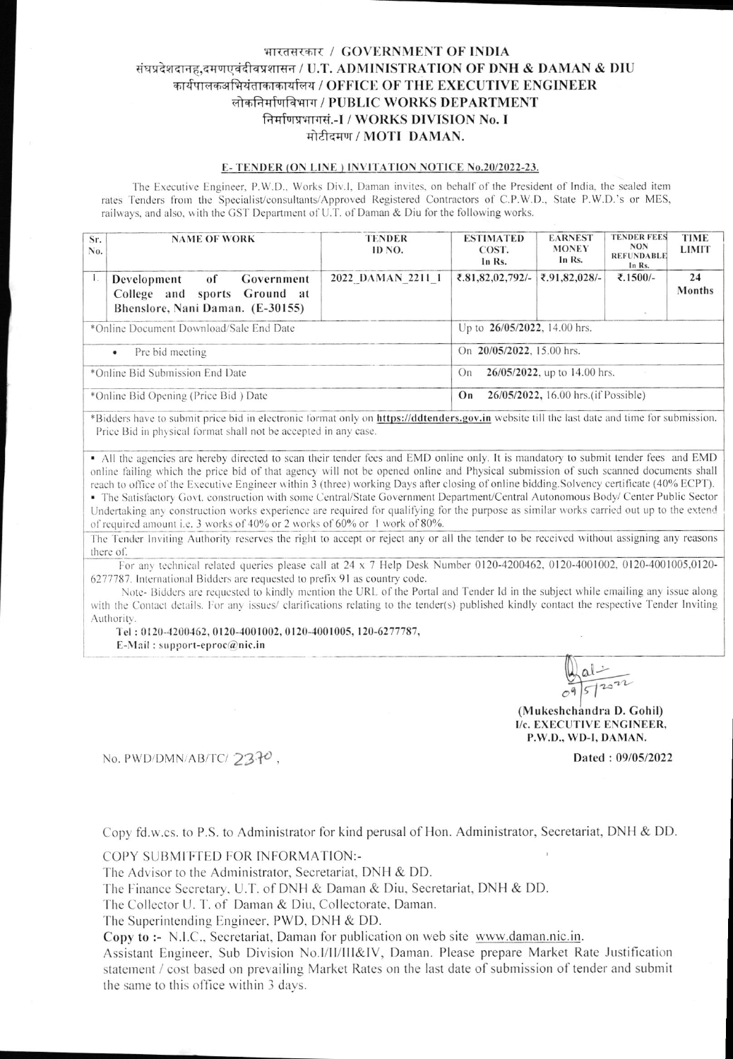# भारतसरकार / GOVERNMENT OF INDIA
## संघप्रदेशदानह,दमणएवंदीवप्रशासन / U.T. ADMINISTRATION OF DNH & DAMAN & DIU
## कार्यपालकअभियंताकाकार्यालय / OFFICE OF THE EXECUTIVE ENGINEER
## लोकनिर्माणविभाग / PUBLIC WORKS DEPARTMENT
## निर्माणप्रभागसं.-I / WORKS DIVISION No. I
## मोटीदमण / MOTI DAMAN.

### E- TENDER (ON LINE ) INVITATION NOTICE No.20/2022-23.

The Executive Engineer, P.W.D., Works Div.I, Daman invites, on behalf of the President of India, the sealed item rates Tenders from the Specialist/consultants/Approved Registered Contractors of C.P.W.D., State P.W.D.'s or MES, railways, and also, with the GST Department of U.T. of Daman & Diu for the following works.

| Sr. No. | NAME OF WORK | TENDER ID NO. | ESTIMATED COST. In Rs. | EARNEST MONEY In Rs. | TENDER FEES NON REFUNDABLE In Rs. | TIME LIMIT |
|---|---|---|---|---|---|---|
| 1. | **Development of Government College and sports Ground at Bhenslore, Nani Daman. (E-30155)** | 2022_DAMAN_2211_1 | ₹.81,82,02,792/- | ₹.91,82,028/- | ₹.1500/- | 24 Months |
| *Online Document Download/Sale End Date | | | Up to **26/05/2022**, 14.00 hrs. | | | |
| • Pre bid meeting | | | On **20/05/2022**, 15.00 hrs. | | | |
| *Online Bid Submission End Date | | | On **26/05/2022**, up to 14.00 hrs. | | | |
| *Online Bid Opening (Price Bid ) Date | | | **On 26/05/2022**, 16.00 hrs.(if Possible) | | | |

*Bidders have to submit price bid in electronic format only on **https://ddtenders.gov.in** website till the last date and time for submission. Price Bid in physical format shall not be accepted in any case.

- All the agencies are hereby directed to scan their tender fees and EMD online only. It is mandatory to submit tender fees and EMD online failing which the price bid of that agency will not be opened online and Physical submission of such scanned documents shall reach to office of the Executive Engineer within 3 (three) working Days after closing of online bidding.Solvency certificate (40% ECPT).
- The Satisfactory Govt. construction with some Central/State Government Department/Central Autonomous Body/ Center Public Sector Undertaking any construction works experience are required for qualifying for the purpose as similar works carried out up to the extend of required amount i.e. 3 works of 40% or 2 works of 60% or 1 work of 80%.

The Tender Inviting Authority reserves the right to accept or reject any or all the tender to be received without assigning any reasons there of.

For any technical related queries please call at 24 x 7 Help Desk Number 0120-4200462, 0120-4001002, 0120-4001005,0120-6277787. International Bidders are requested to prefix 91 as country code.

Note- Bidders are requested to kindly mention the URL of the Portal and Tender Id in the subject while emailing any issue along with the Contact details. For any issues/ clarifications relating to the tender(s) published kindly contact the respective Tender Inviting Authority.

**Tel : 0120-4200462, 0120-4001002, 0120-4001005, 120-6277787,**
**E-Mail : support-eproc@nic.in**

09/5/2022

**(Mukeshchandra D. Gohil)**
**I/c. EXECUTIVE ENGINEER,**
**P.W.D., WD-I, DAMAN.**

No. PWD/DMN/AB/TC/ 2370,

**Dated : 09/05/2022**

Copy fd.w.cs. to P.S. to Administrator for kind perusal of Hon. Administrator, Secretariat, DNH & DD.

COPY SUBMITTED FOR INFORMATION:-

The Advisor to the Administrator, Secretariat, DNH & DD.
The Finance Secretary, U.T. of DNH & Daman & Diu, Secretariat, DNH & DD.
The Collector U. T. of Daman & Diu, Collectorate, Daman.
The Superintending Engineer, PWD, DNH & DD.

**Copy to :-** N.I.C., Secretariat, Daman for publication on web site www.daman.nic.in.
Assistant Engineer, Sub Division No.I/II/III&IV, Daman. Please prepare Market Rate Justification statement / cost based on prevailing Market Rates on the last date of submission of tender and submit the same to this office within 3 days.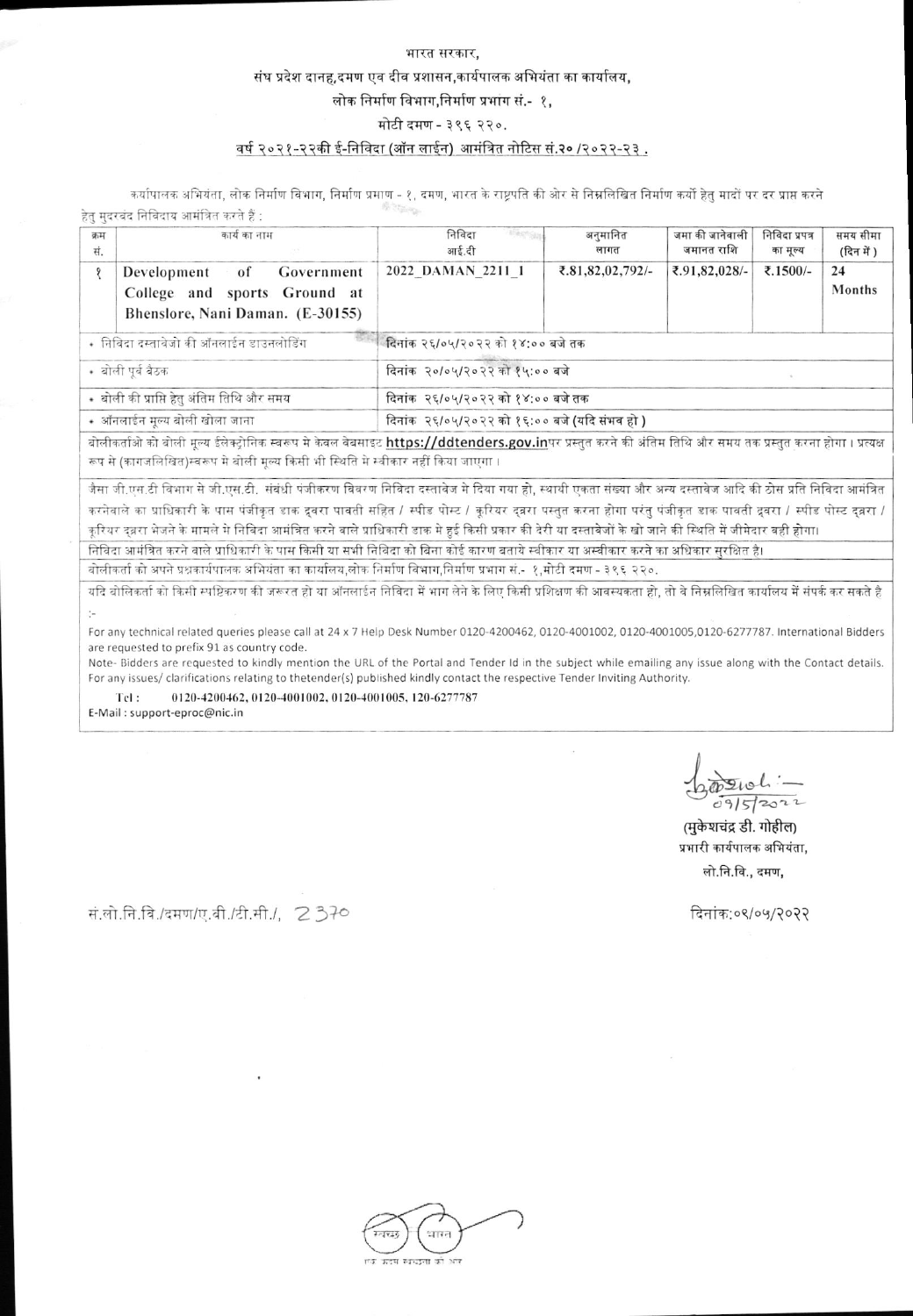भारत सरकार,

संघ प्रदेश दानह,दमण एव दीव प्रशासन,कार्यपालक अभियंता का कार्यालय,

लोक निर्माण विभाग,निर्माण प्रभाग सं.- १,

मोटी दमण - ३९६ २२०.

## वर्ष २०२१-२२की ई-निविदा (ऑन लाईन) आमंत्रित नोटिस सं.२० /२०२२-२३ .

कार्यपालक अभियंता, लोक निर्माण विभाग, निर्माण प्रभाग - १, दमण, भारत के राष्ट्रपति की ओर से निम्नलिखित निर्माण कर्यो हेतु मदों पर दर प्राप्त करने हेतु मुहरबंद निविदाय आमंत्रित करते है :

| क्रम सं. | कार्य का नाम | निविदा आई.डी | अनुमानित लागत | जमा की जानेवाली जमानत राशि | निविदा प्रपत्र का मूल्य | समय सीमा (दिन में) |
|---|---|---|---|---|---|---|
| १ | Development of Government College and sports Ground at Bhenslore, Nani Daman. (E-30155) | 2022_DAMAN_2211_1 | ₹.81,82,02,792/- | ₹.91,82,028/- | ₹.1500/- | 24 Months |

| | |
|---|---|
| • निविदा दस्तावेजो की ऑनलाईन डाउनलोडिंग | दिनांक २६/०५/२०२२ को १४:०० बजे तक |
| • बोली पूर्व बैठक | दिनांक २०/०५/२०२२ को १५:०० बजे |
| • बोली की प्राप्ति हेतु अंतिम तिथि और समय | दिनांक २६/०५/२०२२ को १४:०० बजे तक |
| • ऑनलाईन मूल्य बोली खोला जाना | दिनांक २६/०५/२०२२ को १६:०० बजे (यदि संभव हो ) |

बोलीकर्ताओ को बोली मूल्य ईलेक्ट्रोनिक स्वरूप मे केवल वेबसाइट **https://ddtenders.gov.in**पर प्रस्तुत करने की अंतिम तिथि और समय तक प्रस्तुत करना होगा। प्रत्यक्ष रूप मे (कागजलिखित)स्वरूप मे बोली मूल्य किसी भी स्थिति मे स्वीकार नहीं किया जाएगा।

जैसा जी.एस.टी विभाग से जी.एस.टी. संबंधी पंजीकरण विवरण निविदा दस्तावेज मे दिया गया हो, स्थायी एकता संख्या और अन्य दस्तावेज आदि की ठोस प्रति निविदा आमंत्रित करनेवाले का प्राधिकारी के पास पंजीकृत डाक द्वरा पावती सहित / स्पीड पोस्ट / कूरियर द्वरा प्रस्तुत करना होगा परंतु पंजीकृत डाक पावती द्वरा / स्पीड पोस्ट द्वरा / कूरियर द्वरा भेजने के मामले मे निविदा आमंत्रित करने वाले प्राधिकारी डाक मे हुई किसी प्रकार की देरी या दस्तावेजों के खो जाने की स्थिति मे जीमेदार नही होगा।

निविदा आमंत्रित करने वाले प्राधिकारी के पास किसी या सभी निविदा को बिना कोई कारण बताये स्वीकार या अस्वीकार करने का अधिकार सुरक्षित है।

बोलीकर्ता को अपने प्रश्नकार्यपालक अभियंता का कार्यालय,लोक निर्माण विभाग,निर्माण प्रभाग सं.- १,मोटी दमण - ३९६ २२०.

यदि बोलिकर्ता को किसी स्पष्टिकरण की जरूरत हो या ऑनलाईन निविदा में भाग लेने के लिए किसी प्रशिक्षण की आवश्यकता हो, तो वे निम्नलिखित कार्यालय में संपर्क कर सकते है :-

For any technical related queries please call at 24 x 7 Help Desk Number 0120-4200462, 0120-4001002, 0120-4001005,0120-6277787. International Bidders are requested to prefix 91 as country code.

Note- Bidders are requested to kindly mention the URL of the Portal and Tender Id in the subject while emailing any issue along with the Contact details. For any issues/ clarifications relating to thetender(s) published kindly contact the respective Tender Inviting Authority.

Tel : 0120-4200462, 0120-4001002, 0120-4001005, 120-6277787

E-Mail : support-eproc@nic.in

09/5/2022

(मुकेशचंद्र डी. गोहील)
प्रभारी कार्यपालक अभियंता,
लो.नि.वि., दमण,

सं.लो.नि.वि./दमण/ए.बी./टी.सी./, 2370

दिनांक:०९/०५/२०२२

स्वच्छ भारत
एक कदम स्वच्छता की ओर